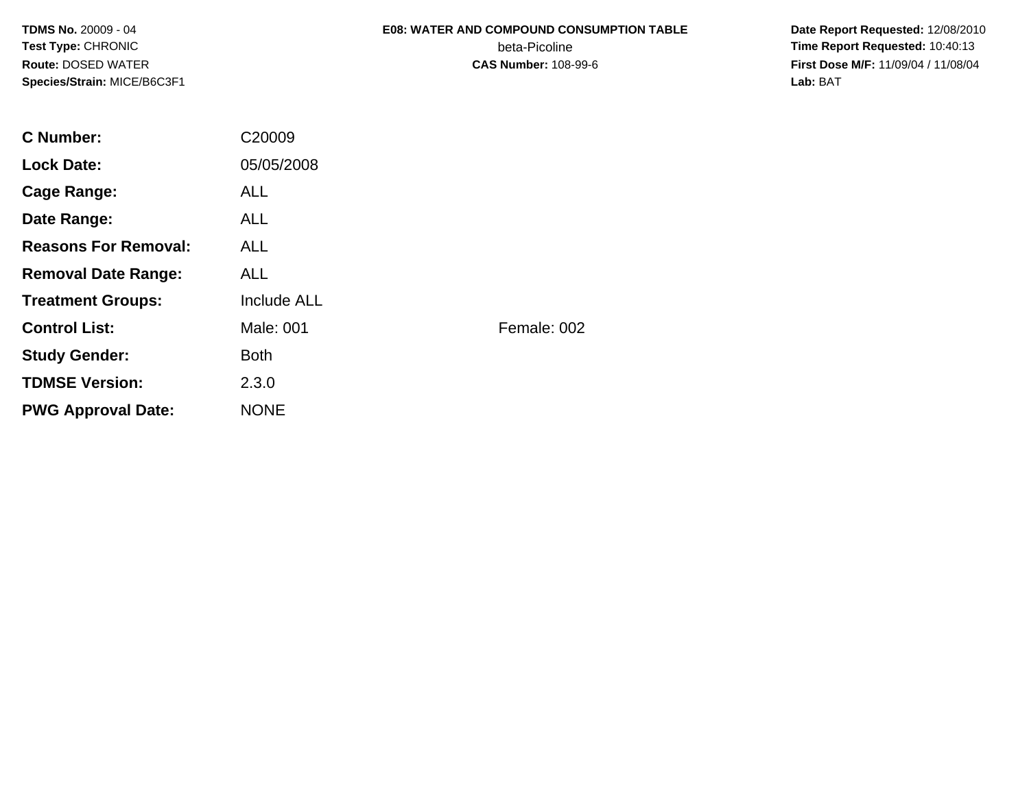**TDMS No.** 20009 - 04
**Test Type:** CHRONIC
**Route:** DOSED WATER
**Species/Strain:** MICE/B6C3F1

**E08: WATER AND COMPOUND CONSUMPTION TABLE**
beta-Picoline
**CAS Number:** 108-99-6

**Date Report Requested:** 12/08/2010
**Time Report Requested:** 10:40:13
**First Dose M/F:** 11/09/04 / 11/08/04
**Lab:** BAT

| | | |
|---|---|---|
| **C Number:** | C20009 | |
| **Lock Date:** | 05/05/2008 | |
| **Cage Range:** | ALL | |
| **Date Range:** | ALL | |
| **Reasons For Removal:** | ALL | |
| **Removal Date Range:** | ALL | |
| **Treatment Groups:** | Include ALL | |
| **Control List:** | Male: 001 | Female: 002 |
| **Study Gender:** | Both | |
| **TDMSE Version:** | 2.3.0 | |
| **PWG Approval Date:** | NONE | |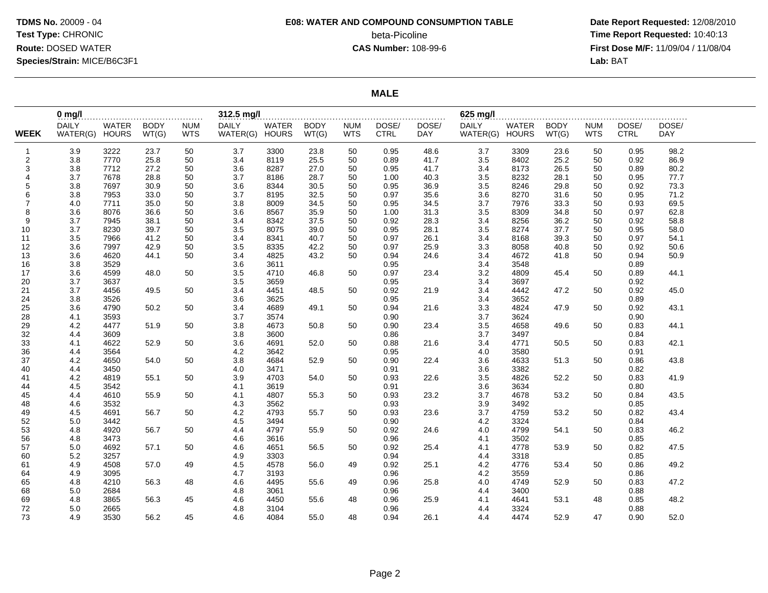**TDMS No.** 20009 - 04
**Test Type:** CHRONIC
**Route:** DOSED WATER
**Species/Strain:** MICE/B6C3F1

**E08: WATER AND COMPOUND CONSUMPTION TABLE**
beta-Picoline
**CAS Number:** 108-99-6

**Date Report Requested:** 12/08/2010
**Time Report Requested:** 10:40:13
**First Dose M/F:** 11/09/04 / 11/08/04
**Lab:** BAT

## MALE

| | 0 mg/l | | | | 312.5 mg/l | | | | | | 625 mg/l | | | | | |
|---|---|---|---|---|---|---|---|---|---|---|---|---|---|---|---|---|
| WEEK | DAILY WATER(G) | WATER HOURS | BODY WT(G) | NUM WTS | DAILY WATER(G) | WATER HOURS | BODY WT(G) | NUM WTS | DOSE/ CTRL | DOSE/ DAY | DAILY WATER(G) | WATER HOURS | BODY WT(G) | NUM WTS | DOSE/ CTRL | DOSE/ DAY |
| 1 | 3.9 | 3222 | 23.7 | 50 | 3.7 | 3300 | 23.8 | 50 | 0.95 | 48.6 | 3.7 | 3309 | 23.6 | 50 | 0.95 | 98.2 |
| 2 | 3.8 | 7770 | 25.8 | 50 | 3.4 | 8119 | 25.5 | 50 | 0.89 | 41.7 | 3.5 | 8402 | 25.2 | 50 | 0.92 | 86.9 |
| 3 | 3.8 | 7712 | 27.2 | 50 | 3.6 | 8287 | 27.0 | 50 | 0.95 | 41.7 | 3.4 | 8173 | 26.5 | 50 | 0.89 | 80.2 |
| 4 | 3.7 | 7678 | 28.8 | 50 | 3.7 | 8186 | 28.7 | 50 | 1.00 | 40.3 | 3.5 | 8232 | 28.1 | 50 | 0.95 | 77.7 |
| 5 | 3.8 | 7697 | 30.9 | 50 | 3.6 | 8344 | 30.5 | 50 | 0.95 | 36.9 | 3.5 | 8246 | 29.8 | 50 | 0.92 | 73.3 |
| 6 | 3.8 | 7953 | 33.0 | 50 | 3.7 | 8195 | 32.5 | 50 | 0.97 | 35.6 | 3.6 | 8270 | 31.6 | 50 | 0.95 | 71.2 |
| 7 | 4.0 | 7711 | 35.0 | 50 | 3.8 | 8009 | 34.5 | 50 | 0.95 | 34.5 | 3.7 | 7976 | 33.3 | 50 | 0.93 | 69.5 |
| 8 | 3.6 | 8076 | 36.6 | 50 | 3.6 | 8567 | 35.9 | 50 | 1.00 | 31.3 | 3.5 | 8309 | 34.8 | 50 | 0.97 | 62.8 |
| 9 | 3.7 | 7945 | 38.1 | 50 | 3.4 | 8342 | 37.5 | 50 | 0.92 | 28.3 | 3.4 | 8256 | 36.2 | 50 | 0.92 | 58.8 |
| 10 | 3.7 | 8230 | 39.7 | 50 | 3.5 | 8075 | 39.0 | 50 | 0.95 | 28.1 | 3.5 | 8274 | 37.7 | 50 | 0.95 | 58.0 |
| 11 | 3.5 | 7966 | 41.2 | 50 | 3.4 | 8341 | 40.7 | 50 | 0.97 | 26.1 | 3.4 | 8168 | 39.3 | 50 | 0.97 | 54.1 |
| 12 | 3.6 | 7997 | 42.9 | 50 | 3.5 | 8335 | 42.2 | 50 | 0.97 | 25.9 | 3.3 | 8058 | 40.8 | 50 | 0.92 | 50.6 |
| 13 | 3.6 | 4620 | 44.1 | 50 | 3.4 | 4825 | 43.2 | 50 | 0.94 | 24.6 | 3.4 | 4672 | 41.8 | 50 | 0.94 | 50.9 |
| 16 | 3.8 | 3529 | | | 3.6 | 3611 | | | 0.95 | | 3.4 | 3548 | | | 0.89 | |
| 17 | 3.6 | 4599 | 48.0 | 50 | 3.5 | 4710 | 46.8 | 50 | 0.97 | 23.4 | 3.2 | 4809 | 45.4 | 50 | 0.89 | 44.1 |
| 20 | 3.7 | 3637 | | | 3.5 | 3659 | | | 0.95 | | 3.4 | 3697 | | | 0.92 | |
| 21 | 3.7 | 4456 | 49.5 | 50 | 3.4 | 4451 | 48.5 | 50 | 0.92 | 21.9 | 3.4 | 4442 | 47.2 | 50 | 0.92 | 45.0 |
| 24 | 3.8 | 3526 | | | 3.6 | 3625 | | | 0.95 | | 3.4 | 3652 | | | 0.89 | |
| 25 | 3.6 | 4790 | 50.2 | 50 | 3.4 | 4689 | 49.1 | 50 | 0.94 | 21.6 | 3.3 | 4824 | 47.9 | 50 | 0.92 | 43.1 |
| 28 | 4.1 | 3593 | | | 3.7 | 3574 | | | 0.90 | | 3.7 | 3624 | | | 0.90 | |
| 29 | 4.2 | 4477 | 51.9 | 50 | 3.8 | 4673 | 50.8 | 50 | 0.90 | 23.4 | 3.5 | 4658 | 49.6 | 50 | 0.83 | 44.1 |
| 32 | 4.4 | 3609 | | | 3.8 | 3600 | | | 0.86 | | 3.7 | 3497 | | | 0.84 | |
| 33 | 4.1 | 4622 | 52.9 | 50 | 3.6 | 4691 | 52.0 | 50 | 0.88 | 21.6 | 3.4 | 4771 | 50.5 | 50 | 0.83 | 42.1 |
| 36 | 4.4 | 3564 | | | 4.2 | 3642 | | | 0.95 | | 4.0 | 3580 | | | 0.91 | |
| 37 | 4.2 | 4650 | 54.0 | 50 | 3.8 | 4684 | 52.9 | 50 | 0.90 | 22.4 | 3.6 | 4633 | 51.3 | 50 | 0.86 | 43.8 |
| 40 | 4.4 | 3450 | | | 4.0 | 3471 | | | 0.91 | | 3.6 | 3382 | | | 0.82 | |
| 41 | 4.2 | 4819 | 55.1 | 50 | 3.9 | 4703 | 54.0 | 50 | 0.93 | 22.6 | 3.5 | 4826 | 52.2 | 50 | 0.83 | 41.9 |
| 44 | 4.5 | 3542 | | | 4.1 | 3619 | | | 0.91 | | 3.6 | 3634 | | | 0.80 | |
| 45 | 4.4 | 4610 | 55.9 | 50 | 4.1 | 4807 | 55.3 | 50 | 0.93 | 23.2 | 3.7 | 4678 | 53.2 | 50 | 0.84 | 43.5 |
| 48 | 4.6 | 3532 | | | 4.3 | 3562 | | | 0.93 | | 3.9 | 3492 | | | 0.85 | |
| 49 | 4.5 | 4691 | 56.7 | 50 | 4.2 | 4793 | 55.7 | 50 | 0.93 | 23.6 | 3.7 | 4759 | 53.2 | 50 | 0.82 | 43.4 |
| 52 | 5.0 | 3442 | | | 4.5 | 3494 | | | 0.90 | | 4.2 | 3324 | | | 0.84 | |
| 53 | 4.8 | 4920 | 56.7 | 50 | 4.4 | 4797 | 55.9 | 50 | 0.92 | 24.6 | 4.0 | 4799 | 54.1 | 50 | 0.83 | 46.2 |
| 56 | 4.8 | 3473 | | | 4.6 | 3616 | | | 0.96 | | 4.1 | 3502 | | | 0.85 | |
| 57 | 5.0 | 4692 | 57.1 | 50 | 4.6 | 4651 | 56.5 | 50 | 0.92 | 25.4 | 4.1 | 4778 | 53.9 | 50 | 0.82 | 47.5 |
| 60 | 5.2 | 3257 | | | 4.9 | 3303 | | | 0.94 | | 4.4 | 3318 | | | 0.85 | |
| 61 | 4.9 | 4508 | 57.0 | 49 | 4.5 | 4578 | 56.0 | 49 | 0.92 | 25.1 | 4.2 | 4776 | 53.4 | 50 | 0.86 | 49.2 |
| 64 | 4.9 | 3095 | | | 4.7 | 3193 | | | 0.96 | | 4.2 | 3559 | | | 0.86 | |
| 65 | 4.8 | 4210 | 56.3 | 48 | 4.6 | 4495 | 55.6 | 49 | 0.96 | 25.8 | 4.0 | 4749 | 52.9 | 50 | 0.83 | 47.2 |
| 68 | 5.0 | 2684 | | | 4.8 | 3061 | | | 0.96 | | 4.4 | 3400 | | | 0.88 | |
| 69 | 4.8 | 3865 | 56.3 | 45 | 4.6 | 4450 | 55.6 | 48 | 0.96 | 25.9 | 4.1 | 4641 | 53.1 | 48 | 0.85 | 48.2 |
| 72 | 5.0 | 2665 | | | 4.8 | 3104 | | | 0.96 | | 4.4 | 3324 | | | 0.88 | |
| 73 | 4.9 | 3530 | 56.2 | 45 | 4.6 | 4084 | 55.0 | 48 | 0.94 | 26.1 | 4.4 | 4474 | 52.9 | 47 | 0.90 | 52.0 |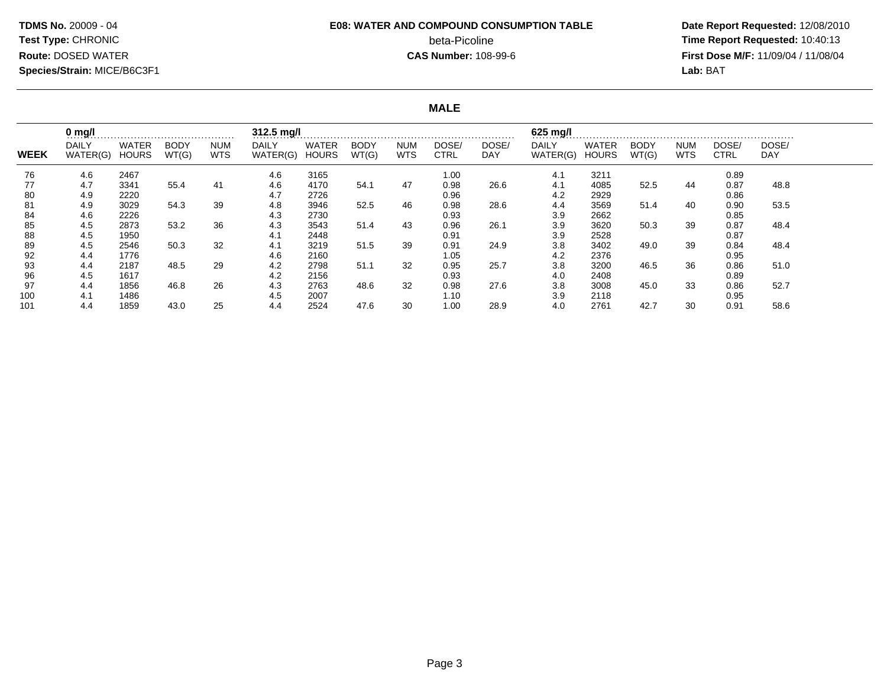**TDMS No.** 20009 - 04
**Test Type:** CHRONIC
**Route:** DOSED WATER
**Species/Strain:** MICE/B6C3F1

**E08: WATER AND COMPOUND CONSUMPTION TABLE**
beta-Picoline
**CAS Number:** 108-99-6

**Date Report Requested:** 12/08/2010
**Time Report Requested:** 10:40:13
**First Dose M/F:** 11/09/04 / 11/08/04
**Lab:** BAT

## MALE

| | 0 mg/l | | | | 312.5 mg/l | | | | | | 625 mg/l | | | | | |
|---|---|---|---|---|---|---|---|---|---|---|---|---|---|---|---|---|
| **WEEK** | DAILY WATER(G) | WATER HOURS | BODY WT(G) | NUM WTS | DAILY WATER(G) | WATER HOURS | BODY WT(G) | NUM WTS | DOSE/ CTRL | DOSE/ DAY | DAILY WATER(G) | WATER HOURS | BODY WT(G) | NUM WTS | DOSE/ CTRL | DOSE/ DAY |
| 76 | 4.6 | 2467 | | | 4.6 | 3165 | | | 1.00 | | 4.1 | 3211 | | | 0.89 | |
| 77 | 4.7 | 3341 | 55.4 | 41 | 4.6 | 4170 | 54.1 | 47 | 0.98 | 26.6 | 4.1 | 4085 | 52.5 | 44 | 0.87 | 48.8 |
| 80 | 4.9 | 2220 | | | 4.7 | 2726 | | | 0.96 | | 4.2 | 2929 | | | 0.86 | |
| 81 | 4.9 | 3029 | 54.3 | 39 | 4.8 | 3946 | 52.5 | 46 | 0.98 | 28.6 | 4.4 | 3569 | 51.4 | 40 | 0.90 | 53.5 |
| 84 | 4.6 | 2226 | | | 4.3 | 2730 | | | 0.93 | | 3.9 | 2662 | | | 0.85 | |
| 85 | 4.5 | 2873 | 53.2 | 36 | 4.3 | 3543 | 51.4 | 43 | 0.96 | 26.1 | 3.9 | 3620 | 50.3 | 39 | 0.87 | 48.4 |
| 88 | 4.5 | 1950 | | | 4.1 | 2448 | | | 0.91 | | 3.9 | 2528 | | | 0.87 | |
| 89 | 4.5 | 2546 | 50.3 | 32 | 4.1 | 3219 | 51.5 | 39 | 0.91 | 24.9 | 3.8 | 3402 | 49.0 | 39 | 0.84 | 48.4 |
| 92 | 4.4 | 1776 | | | 4.6 | 2160 | | | 1.05 | | 4.2 | 2376 | | | 0.95 | |
| 93 | 4.4 | 2187 | 48.5 | 29 | 4.2 | 2798 | 51.1 | 32 | 0.95 | 25.7 | 3.8 | 3200 | 46.5 | 36 | 0.86 | 51.0 |
| 96 | 4.5 | 1617 | | | 4.2 | 2156 | | | 0.93 | | 4.0 | 2408 | | | 0.89 | |
| 97 | 4.4 | 1856 | 46.8 | 26 | 4.3 | 2763 | 48.6 | 32 | 0.98 | 27.6 | 3.8 | 3008 | 45.0 | 33 | 0.86 | 52.7 |
| 100 | 4.1 | 1486 | | | 4.5 | 2007 | | | 1.10 | | 3.9 | 2118 | | | 0.95 | |
| 101 | 4.4 | 1859 | 43.0 | 25 | 4.4 | 2524 | 47.6 | 30 | 1.00 | 28.9 | 4.0 | 2761 | 42.7 | 30 | 0.91 | 58.6 |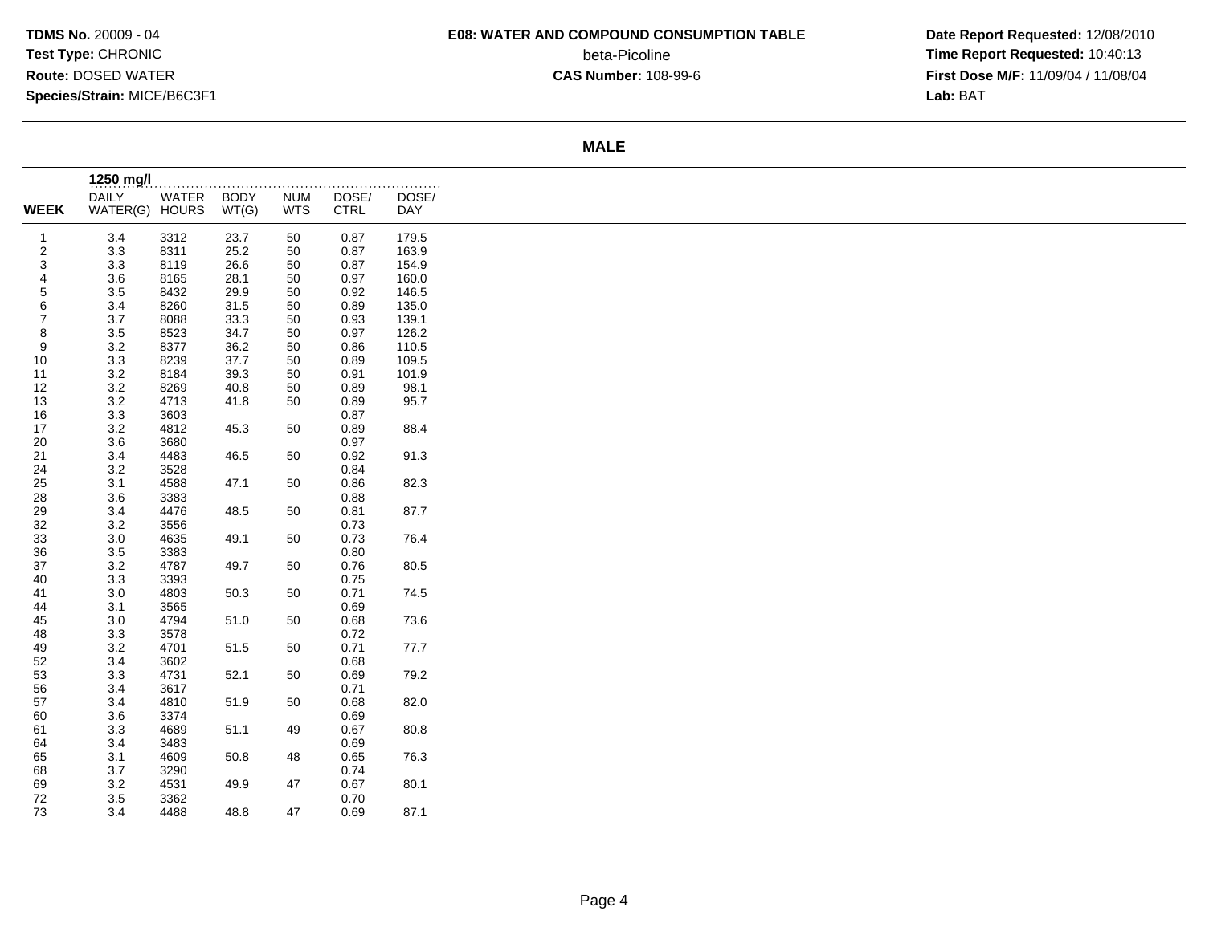**TDMS No.** 20009 - 04
**Test Type:** CHRONIC
**Route:** DOSED WATER
**Species/Strain:** MICE/B6C3F1

**E08: WATER AND COMPOUND CONSUMPTION TABLE**
beta-Picoline
**CAS Number:** 108-99-6

**Date Report Requested:** 12/08/2010
**Time Report Requested:** 10:40:13
**First Dose M/F:** 11/09/04 / 11/08/04
**Lab:** BAT

**MALE**

| | 1250 mg/l | | | | | |
|---|---|---|---|---|---|---|
| WEEK | DAILY WATER(G) | WATER HOURS | BODY WT(G) | NUM WTS | DOSE/ CTRL | DOSE/ DAY |
| 1 | 3.4 | 3312 | 23.7 | 50 | 0.87 | 179.5 |
| 2 | 3.3 | 8311 | 25.2 | 50 | 0.87 | 163.9 |
| 3 | 3.3 | 8119 | 26.6 | 50 | 0.87 | 154.9 |
| 4 | 3.6 | 8165 | 28.1 | 50 | 0.97 | 160.0 |
| 5 | 3.5 | 8432 | 29.9 | 50 | 0.92 | 146.5 |
| 6 | 3.4 | 8260 | 31.5 | 50 | 0.89 | 135.0 |
| 7 | 3.7 | 8088 | 33.3 | 50 | 0.93 | 139.1 |
| 8 | 3.5 | 8523 | 34.7 | 50 | 0.97 | 126.2 |
| 9 | 3.2 | 8377 | 36.2 | 50 | 0.86 | 110.5 |
| 10 | 3.3 | 8239 | 37.7 | 50 | 0.89 | 109.5 |
| 11 | 3.2 | 8184 | 39.3 | 50 | 0.91 | 101.9 |
| 12 | 3.2 | 8269 | 40.8 | 50 | 0.89 | 98.1 |
| 13 | 3.2 | 4713 | 41.8 | 50 | 0.89 | 95.7 |
| 16 | 3.3 | 3603 | | | 0.87 | |
| 17 | 3.2 | 4812 | 45.3 | 50 | 0.89 | 88.4 |
| 20 | 3.6 | 3680 | | | 0.97 | |
| 21 | 3.4 | 4483 | 46.5 | 50 | 0.92 | 91.3 |
| 24 | 3.2 | 3528 | | | 0.84 | |
| 25 | 3.1 | 4588 | 47.1 | 50 | 0.86 | 82.3 |
| 28 | 3.6 | 3383 | | | 0.88 | |
| 29 | 3.4 | 4476 | 48.5 | 50 | 0.81 | 87.7 |
| 32 | 3.2 | 3556 | | | 0.73 | |
| 33 | 3.0 | 4635 | 49.1 | 50 | 0.73 | 76.4 |
| 36 | 3.5 | 3383 | | | 0.80 | |
| 37 | 3.2 | 4787 | 49.7 | 50 | 0.76 | 80.5 |
| 40 | 3.3 | 3393 | | | 0.75 | |
| 41 | 3.0 | 4803 | 50.3 | 50 | 0.71 | 74.5 |
| 44 | 3.1 | 3565 | | | 0.69 | |
| 45 | 3.0 | 4794 | 51.0 | 50 | 0.68 | 73.6 |
| 48 | 3.3 | 3578 | | | 0.72 | |
| 49 | 3.2 | 4701 | 51.5 | 50 | 0.71 | 77.7 |
| 52 | 3.4 | 3602 | | | 0.68 | |
| 53 | 3.3 | 4731 | 52.1 | 50 | 0.69 | 79.2 |
| 56 | 3.4 | 3617 | | | 0.71 | |
| 57 | 3.4 | 4810 | 51.9 | 50 | 0.68 | 82.0 |
| 60 | 3.6 | 3374 | | | 0.69 | |
| 61 | 3.3 | 4689 | 51.1 | 49 | 0.67 | 80.8 |
| 64 | 3.4 | 3483 | | | 0.69 | |
| 65 | 3.1 | 4609 | 50.8 | 48 | 0.65 | 76.3 |
| 68 | 3.7 | 3290 | | | 0.74 | |
| 69 | 3.2 | 4531 | 49.9 | 47 | 0.67 | 80.1 |
| 72 | 3.5 | 3362 | | | 0.70 | |
| 73 | 3.4 | 4488 | 48.8 | 47 | 0.69 | 87.1 |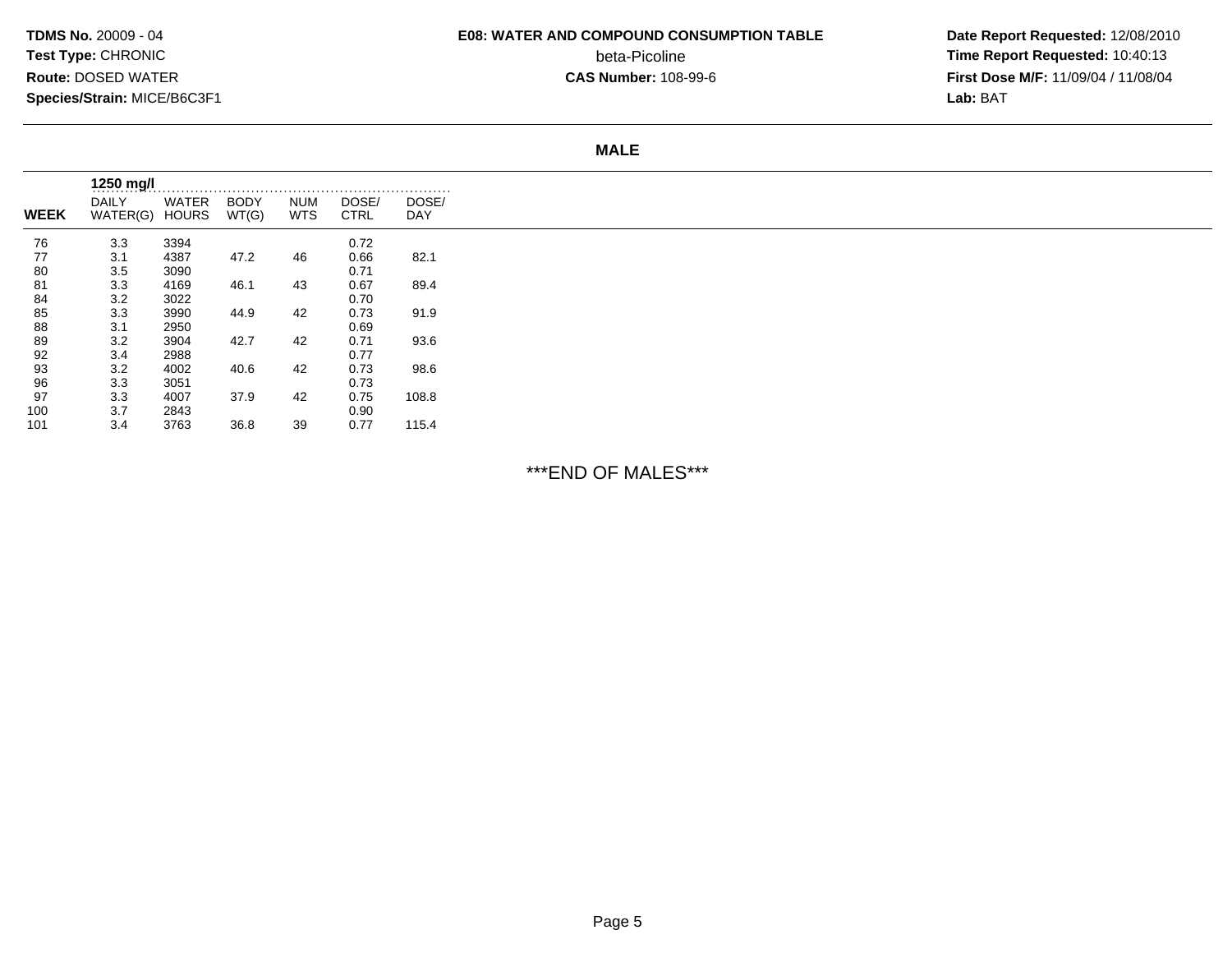**TDMS No.** 20009 - 04
**Test Type:** CHRONIC
**Route:** DOSED WATER
**Species/Strain:** MICE/B6C3F1

**E08: WATER AND COMPOUND CONSUMPTION TABLE**
beta-Picoline
**CAS Number:** 108-99-6

**Date Report Requested:** 12/08/2010
**Time Report Requested:** 10:40:13
**First Dose M/F:** 11/09/04 / 11/08/04
**Lab:** BAT

## MALE

| | 1250 mg/l | | | | | |
|---|---|---|---|---|---|---|
| **WEEK** | DAILY WATER(G) | WATER HOURS | BODY WT(G) | NUM WTS | DOSE/ CTRL | DOSE/ DAY |
| 76 | 3.3 | 3394 | | | 0.72 | |
| 77 | 3.1 | 4387 | 47.2 | 46 | 0.66 | 82.1 |
| 80 | 3.5 | 3090 | | | 0.71 | |
| 81 | 3.3 | 4169 | 46.1 | 43 | 0.67 | 89.4 |
| 84 | 3.2 | 3022 | | | 0.70 | |
| 85 | 3.3 | 3990 | 44.9 | 42 | 0.73 | 91.9 |
| 88 | 3.1 | 2950 | | | 0.69 | |
| 89 | 3.2 | 3904 | 42.7 | 42 | 0.71 | 93.6 |
| 92 | 3.4 | 2988 | | | 0.77 | |
| 93 | 3.2 | 4002 | 40.6 | 42 | 0.73 | 98.6 |
| 96 | 3.3 | 3051 | | | 0.73 | |
| 97 | 3.3 | 4007 | 37.9 | 42 | 0.75 | 108.8 |
| 100 | 3.7 | 2843 | | | 0.90 | |
| 101 | 3.4 | 3763 | 36.8 | 39 | 0.77 | 115.4 |

***END OF MALES***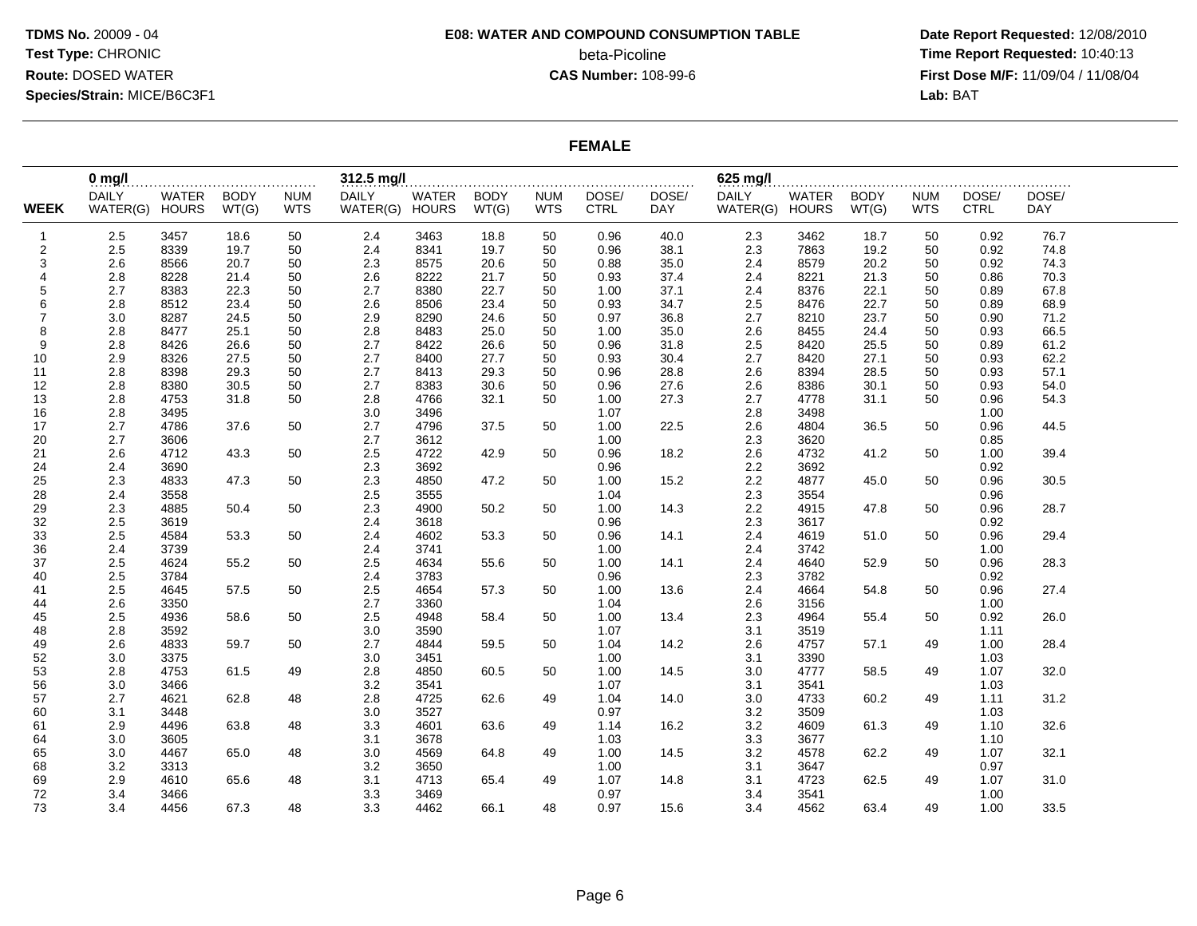**TDMS No.** 20009 - 04
**Test Type:** CHRONIC
**Route:** DOSED WATER
**Species/Strain:** MICE/B6C3F1

**E08: WATER AND COMPOUND CONSUMPTION TABLE**
beta-Picoline
**CAS Number:** 108-99-6

**Date Report Requested:** 12/08/2010
**Time Report Requested:** 10:40:13
**First Dose M/F:** 11/09/04 / 11/08/04
**Lab:** BAT

## FEMALE

| WEEK | 0 mg/l | | | | 312.5 mg/l | | | | | | 625 mg/l | | | | | |
|---|---|---|---|---|---|---|---|---|---|---|---|---|---|---|---|---|
| | DAILY WATER(G) | WATER HOURS | BODY WT(G) | NUM WTS | DAILY WATER(G) | WATER HOURS | BODY WT(G) | NUM WTS | DOSE/ CTRL | DOSE/ DAY | DAILY WATER(G) | WATER HOURS | BODY WT(G) | NUM WTS | DOSE/ CTRL | DOSE/ DAY |
| 1 | 2.5 | 3457 | 18.6 | 50 | 2.4 | 3463 | 18.8 | 50 | 0.96 | 40.0 | 2.3 | 3462 | 18.7 | 50 | 0.92 | 76.7 |
| 2 | 2.5 | 8339 | 19.7 | 50 | 2.4 | 8341 | 19.7 | 50 | 0.96 | 38.1 | 2.3 | 7863 | 19.2 | 50 | 0.92 | 74.8 |
| 3 | 2.6 | 8566 | 20.7 | 50 | 2.3 | 8575 | 20.6 | 50 | 0.88 | 35.0 | 2.4 | 8579 | 20.2 | 50 | 0.92 | 74.3 |
| 4 | 2.8 | 8228 | 21.4 | 50 | 2.6 | 8222 | 21.7 | 50 | 0.93 | 37.4 | 2.4 | 8221 | 21.3 | 50 | 0.86 | 70.3 |
| 5 | 2.7 | 8383 | 22.3 | 50 | 2.7 | 8380 | 22.7 | 50 | 1.00 | 37.1 | 2.4 | 8376 | 22.1 | 50 | 0.89 | 67.8 |
| 6 | 2.8 | 8512 | 23.4 | 50 | 2.6 | 8506 | 23.4 | 50 | 0.93 | 34.7 | 2.5 | 8476 | 22.7 | 50 | 0.89 | 68.9 |
| 7 | 3.0 | 8287 | 24.5 | 50 | 2.9 | 8290 | 24.6 | 50 | 0.97 | 36.8 | 2.7 | 8210 | 23.7 | 50 | 0.90 | 71.2 |
| 8 | 2.8 | 8477 | 25.1 | 50 | 2.8 | 8483 | 25.0 | 50 | 1.00 | 35.0 | 2.6 | 8455 | 24.4 | 50 | 0.93 | 66.5 |
| 9 | 2.8 | 8426 | 26.6 | 50 | 2.7 | 8422 | 26.6 | 50 | 0.96 | 31.8 | 2.5 | 8420 | 25.5 | 50 | 0.89 | 61.2 |
| 10 | 2.9 | 8326 | 27.5 | 50 | 2.7 | 8400 | 27.7 | 50 | 0.93 | 30.4 | 2.7 | 8420 | 27.1 | 50 | 0.93 | 62.2 |
| 11 | 2.8 | 8398 | 29.3 | 50 | 2.7 | 8413 | 29.3 | 50 | 0.96 | 28.8 | 2.6 | 8394 | 28.5 | 50 | 0.93 | 57.1 |
| 12 | 2.8 | 8380 | 30.5 | 50 | 2.7 | 8383 | 30.6 | 50 | 0.96 | 27.6 | 2.6 | 8386 | 30.1 | 50 | 0.93 | 54.0 |
| 13 | 2.8 | 4753 | 31.8 | 50 | 2.8 | 4766 | 32.1 | 50 | 1.00 | 27.3 | 2.7 | 4778 | 31.1 | 50 | 0.96 | 54.3 |
| 16 | 2.8 | 3495 | | | 3.0 | 3496 | | | 1.07 | | 2.8 | 3498 | | | 1.00 | |
| 17 | 2.7 | 4786 | 37.6 | 50 | 2.7 | 4796 | 37.5 | 50 | 1.00 | 22.5 | 2.6 | 4804 | 36.5 | 50 | 0.96 | 44.5 |
| 20 | 2.7 | 3606 | | | 2.7 | 3612 | | | 1.00 | | 2.3 | 3620 | | | 0.85 | |
| 21 | 2.6 | 4712 | 43.3 | 50 | 2.5 | 4722 | 42.9 | 50 | 0.96 | 18.2 | 2.6 | 4732 | 41.2 | 50 | 1.00 | 39.4 |
| 24 | 2.4 | 3690 | | | 2.3 | 3692 | | | 0.96 | | 2.2 | 3692 | | | 0.92 | |
| 25 | 2.3 | 4833 | 47.3 | 50 | 2.3 | 4850 | 47.2 | 50 | 1.00 | 15.2 | 2.2 | 4877 | 45.0 | 50 | 0.96 | 30.5 |
| 28 | 2.4 | 3558 | | | 2.5 | 3555 | | | 1.04 | | 2.3 | 3554 | | | 0.96 | |
| 29 | 2.3 | 4885 | 50.4 | 50 | 2.3 | 4900 | 50.2 | 50 | 1.00 | 14.3 | 2.2 | 4915 | 47.8 | 50 | 0.96 | 28.7 |
| 32 | 2.5 | 3619 | | | 2.4 | 3618 | | | 0.96 | | 2.3 | 3617 | | | 0.92 | |
| 33 | 2.5 | 4584 | 53.3 | 50 | 2.4 | 4602 | 53.3 | 50 | 0.96 | 14.1 | 2.4 | 4619 | 51.0 | 50 | 0.96 | 29.4 |
| 36 | 2.4 | 3739 | | | 2.4 | 3741 | | | 1.00 | | 2.4 | 3742 | | | 1.00 | |
| 37 | 2.5 | 4624 | 55.2 | 50 | 2.5 | 4634 | 55.6 | 50 | 1.00 | 14.1 | 2.4 | 4640 | 52.9 | 50 | 0.96 | 28.3 |
| 40 | 2.5 | 3784 | | | 2.4 | 3783 | | | 0.96 | | 2.3 | 3782 | | | 0.92 | |
| 41 | 2.5 | 4645 | 57.5 | 50 | 2.5 | 4654 | 57.3 | 50 | 1.00 | 13.6 | 2.4 | 4664 | 54.8 | 50 | 0.96 | 27.4 |
| 44 | 2.6 | 3350 | | | 2.7 | 3360 | | | 1.04 | | 2.6 | 3156 | | | 1.00 | |
| 45 | 2.5 | 4936 | 58.6 | 50 | 2.5 | 4948 | 58.4 | 50 | 1.00 | 13.4 | 2.3 | 4964 | 55.4 | 50 | 0.92 | 26.0 |
| 48 | 2.8 | 3592 | | | 3.0 | 3590 | | | 1.07 | | 3.1 | 3519 | | | 1.11 | |
| 49 | 2.6 | 4833 | 59.7 | 50 | 2.7 | 4844 | 59.5 | 50 | 1.04 | 14.2 | 2.6 | 4757 | 57.1 | 49 | 1.00 | 28.4 |
| 52 | 3.0 | 3375 | | | 3.0 | 3451 | | | 1.00 | | 3.1 | 3390 | | | 1.03 | |
| 53 | 2.8 | 4753 | 61.5 | 49 | 2.8 | 4850 | 60.5 | 50 | 1.00 | 14.5 | 3.0 | 4777 | 58.5 | 49 | 1.07 | 32.0 |
| 56 | 3.0 | 3466 | | | 3.2 | 3541 | | | 1.07 | | 3.1 | 3541 | | | 1.03 | |
| 57 | 2.7 | 4621 | 62.8 | 48 | 2.8 | 4725 | 62.6 | 49 | 1.04 | 14.0 | 3.0 | 4733 | 60.2 | 49 | 1.11 | 31.2 |
| 60 | 3.1 | 3448 | | | 3.0 | 3527 | | | 0.97 | | 3.2 | 3509 | | | 1.03 | |
| 61 | 2.9 | 4496 | 63.8 | 48 | 3.3 | 4601 | 63.6 | 49 | 1.14 | 16.2 | 3.2 | 4609 | 61.3 | 49 | 1.10 | 32.6 |
| 64 | 3.0 | 3605 | | | 3.1 | 3678 | | | 1.03 | | 3.3 | 3677 | | | 1.10 | |
| 65 | 3.0 | 4467 | 65.0 | 48 | 3.0 | 4569 | 64.8 | 49 | 1.00 | 14.5 | 3.2 | 4578 | 62.2 | 49 | 1.07 | 32.1 |
| 68 | 3.2 | 3313 | | | 3.2 | 3650 | | | 1.00 | | 3.1 | 3647 | | | 0.97 | |
| 69 | 2.9 | 4610 | 65.6 | 48 | 3.1 | 4713 | 65.4 | 49 | 1.07 | 14.8 | 3.1 | 4723 | 62.5 | 49 | 1.07 | 31.0 |
| 72 | 3.4 | 3466 | | | 3.3 | 3469 | | | 0.97 | | 3.4 | 3541 | | | 1.00 | |
| 73 | 3.4 | 4456 | 67.3 | 48 | 3.3 | 4462 | 66.1 | 48 | 0.97 | 15.6 | 3.4 | 4562 | 63.4 | 49 | 1.00 | 33.5 |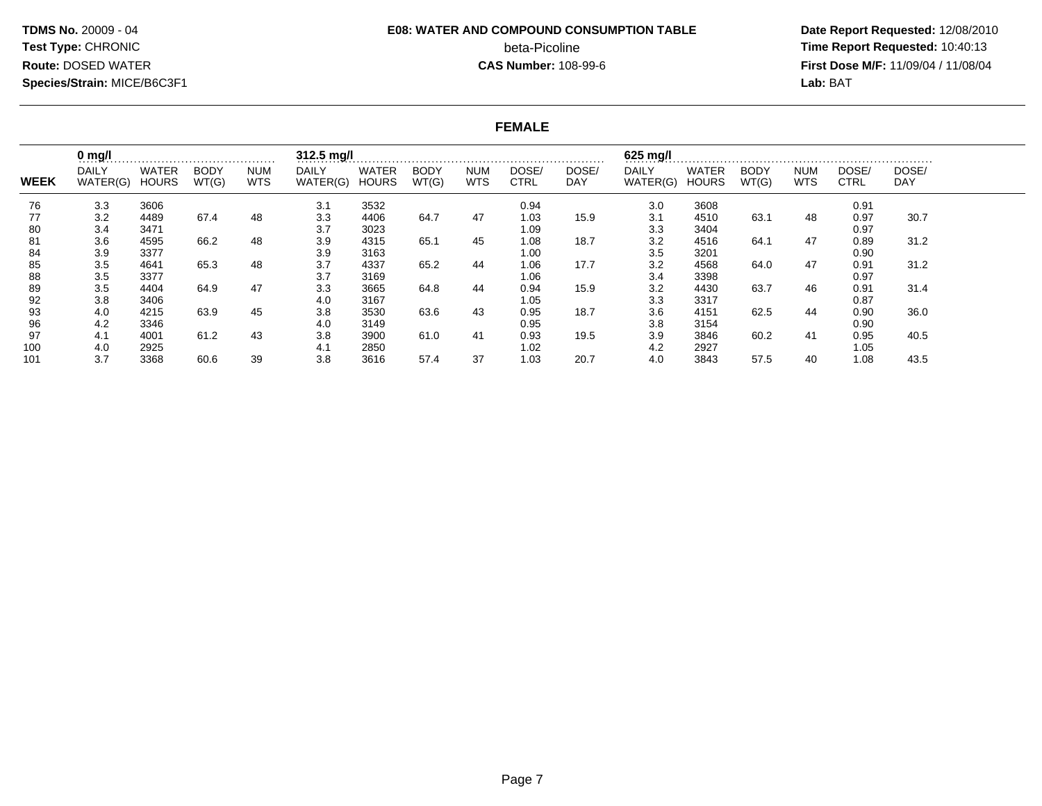**TDMS No.** 20009 - 04
**Test Type:** CHRONIC
**Route:** DOSED WATER
**Species/Strain:** MICE/B6C3F1

**E08: WATER AND COMPOUND CONSUMPTION TABLE**
beta-Picoline
**CAS Number:** 108-99-6

**Date Report Requested:** 12/08/2010
**Time Report Requested:** 10:40:13
**First Dose M/F:** 11/09/04 / 11/08/04
**Lab:** BAT

## FEMALE

| | 0 mg/l | | | | 312.5 mg/l | | | | | | 625 mg/l | | | | | |
|---|---|---|---|---|---|---|---|---|---|---|---|---|---|---|---|---|
| WEEK | DAILY WATER(G) | WATER HOURS | BODY WT(G) | NUM WTS | DAILY WATER(G) | WATER HOURS | BODY WT(G) | NUM WTS | DOSE/ CTRL | DOSE/ DAY | DAILY WATER(G) | WATER HOURS | BODY WT(G) | NUM WTS | DOSE/ CTRL | DOSE/ DAY |
| 76 | 3.3 | 3606 | | | 3.1 | 3532 | | | 0.94 | | 3.0 | 3608 | | | 0.91 | |
| 77 | 3.2 | 4489 | 67.4 | 48 | 3.3 | 4406 | 64.7 | 47 | 1.03 | 15.9 | 3.1 | 4510 | 63.1 | 48 | 0.97 | 30.7 |
| 80 | 3.4 | 3471 | | | 3.7 | 3023 | | | 1.09 | | 3.3 | 3404 | | | 0.97 | |
| 81 | 3.6 | 4595 | 66.2 | 48 | 3.9 | 4315 | 65.1 | 45 | 1.08 | 18.7 | 3.2 | 4516 | 64.1 | 47 | 0.89 | 31.2 |
| 84 | 3.9 | 3377 | | | 3.9 | 3163 | | | 1.00 | | 3.5 | 3201 | | | 0.90 | |
| 85 | 3.5 | 4641 | 65.3 | 48 | 3.7 | 4337 | 65.2 | 44 | 1.06 | 17.7 | 3.2 | 4568 | 64.0 | 47 | 0.91 | 31.2 |
| 88 | 3.5 | 3377 | | | 3.7 | 3169 | | | 1.06 | | 3.4 | 3398 | | | 0.97 | |
| 89 | 3.5 | 4404 | 64.9 | 47 | 3.3 | 3665 | 64.8 | 44 | 0.94 | 15.9 | 3.2 | 4430 | 63.7 | 46 | 0.91 | 31.4 |
| 92 | 3.8 | 3406 | | | 4.0 | 3167 | | | 1.05 | | 3.3 | 3317 | | | 0.87 | |
| 93 | 4.0 | 4215 | 63.9 | 45 | 3.8 | 3530 | 63.6 | 43 | 0.95 | 18.7 | 3.6 | 4151 | 62.5 | 44 | 0.90 | 36.0 |
| 96 | 4.2 | 3346 | | | 4.0 | 3149 | | | 0.95 | | 3.8 | 3154 | | | 0.90 | |
| 97 | 4.1 | 4001 | 61.2 | 43 | 3.8 | 3900 | 61.0 | 41 | 0.93 | 19.5 | 3.9 | 3846 | 60.2 | 41 | 0.95 | 40.5 |
| 100 | 4.0 | 2925 | | | 4.1 | 2850 | | | 1.02 | | 4.2 | 2927 | | | 1.05 | |
| 101 | 3.7 | 3368 | 60.6 | 39 | 3.8 | 3616 | 57.4 | 37 | 1.03 | 20.7 | 4.0 | 3843 | 57.5 | 40 | 1.08 | 43.5 |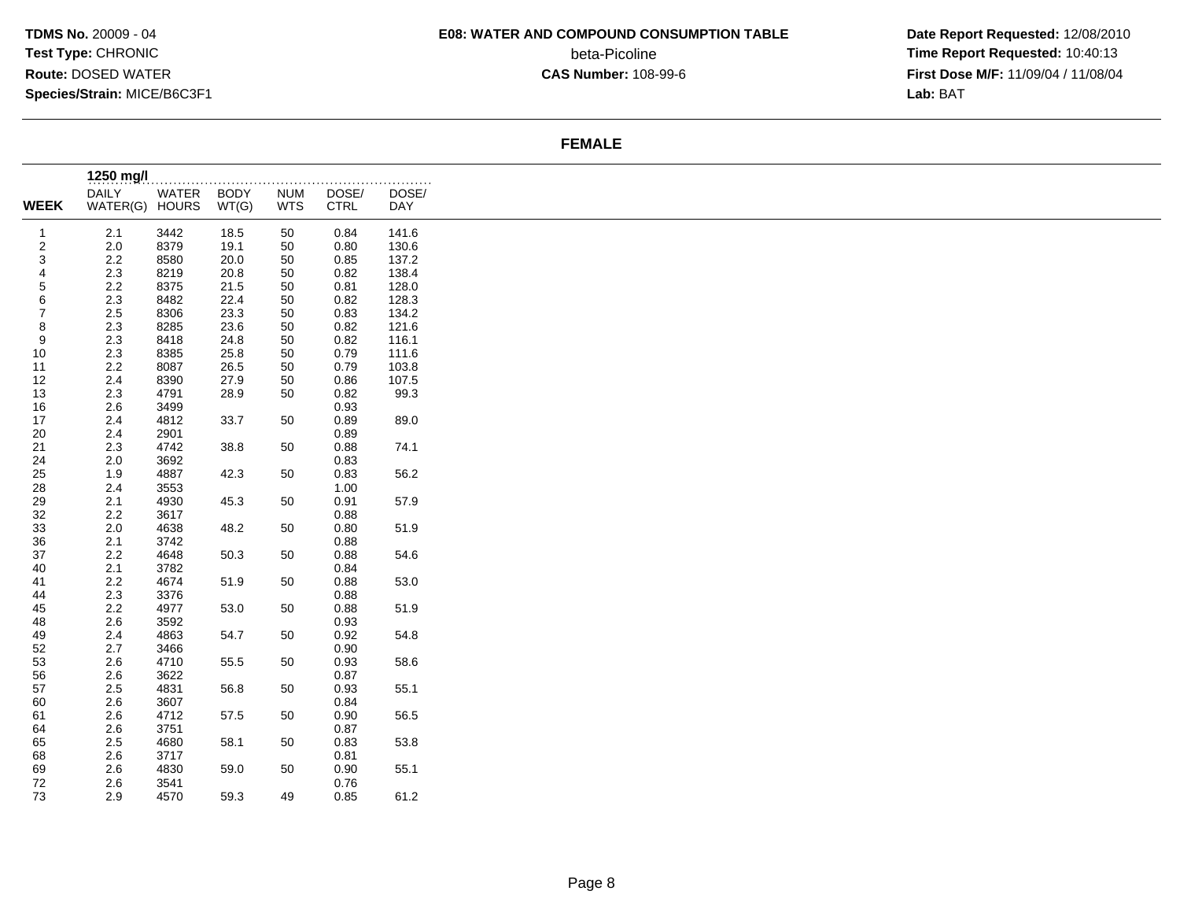**TDMS No.** 20009 - 04
**Test Type:** CHRONIC
**Route:** DOSED WATER
**Species/Strain:** MICE/B6C3F1

**E08: WATER AND COMPOUND CONSUMPTION TABLE**
beta-Picoline
**CAS Number:** 108-99-6

**Date Report Requested:** 12/08/2010
**Time Report Requested:** 10:40:13
**First Dose M/F:** 11/09/04 / 11/08/04
**Lab:** BAT

## FEMALE

| | 1250 mg/l | | | | | |
|---|---|---|---|---|---|---|
| WEEK | DAILY WATER(G) | WATER HOURS | BODY WT(G) | NUM WTS | DOSE/ CTRL | DOSE/ DAY |
| 1 | 2.1 | 3442 | 18.5 | 50 | 0.84 | 141.6 |
| 2 | 2.0 | 8379 | 19.1 | 50 | 0.80 | 130.6 |
| 3 | 2.2 | 8580 | 20.0 | 50 | 0.85 | 137.2 |
| 4 | 2.3 | 8219 | 20.8 | 50 | 0.82 | 138.4 |
| 5 | 2.2 | 8375 | 21.5 | 50 | 0.81 | 128.0 |
| 6 | 2.3 | 8482 | 22.4 | 50 | 0.82 | 128.3 |
| 7 | 2.5 | 8306 | 23.3 | 50 | 0.83 | 134.2 |
| 8 | 2.3 | 8285 | 23.6 | 50 | 0.82 | 121.6 |
| 9 | 2.3 | 8418 | 24.8 | 50 | 0.82 | 116.1 |
| 10 | 2.3 | 8385 | 25.8 | 50 | 0.79 | 111.6 |
| 11 | 2.2 | 8087 | 26.5 | 50 | 0.79 | 103.8 |
| 12 | 2.4 | 8390 | 27.9 | 50 | 0.86 | 107.5 |
| 13 | 2.3 | 4791 | 28.9 | 50 | 0.82 | 99.3 |
| 16 | 2.6 | 3499 | | | 0.93 | |
| 17 | 2.4 | 4812 | 33.7 | 50 | 0.89 | 89.0 |
| 20 | 2.4 | 2901 | | | 0.89 | |
| 21 | 2.3 | 4742 | 38.8 | 50 | 0.88 | 74.1 |
| 24 | 2.0 | 3692 | | | 0.83 | |
| 25 | 1.9 | 4887 | 42.3 | 50 | 0.83 | 56.2 |
| 28 | 2.4 | 3553 | | | 1.00 | |
| 29 | 2.1 | 4930 | 45.3 | 50 | 0.91 | 57.9 |
| 32 | 2.2 | 3617 | | | 0.88 | |
| 33 | 2.0 | 4638 | 48.2 | 50 | 0.80 | 51.9 |
| 36 | 2.1 | 3742 | | | 0.88 | |
| 37 | 2.2 | 4648 | 50.3 | 50 | 0.88 | 54.6 |
| 40 | 2.1 | 3782 | | | 0.84 | |
| 41 | 2.2 | 4674 | 51.9 | 50 | 0.88 | 53.0 |
| 44 | 2.3 | 3376 | | | 0.88 | |
| 45 | 2.2 | 4977 | 53.0 | 50 | 0.88 | 51.9 |
| 48 | 2.6 | 3592 | | | 0.93 | |
| 49 | 2.4 | 4863 | 54.7 | 50 | 0.92 | 54.8 |
| 52 | 2.7 | 3466 | | | 0.90 | |
| 53 | 2.6 | 4710 | 55.5 | 50 | 0.93 | 58.6 |
| 56 | 2.6 | 3622 | | | 0.87 | |
| 57 | 2.5 | 4831 | 56.8 | 50 | 0.93 | 55.1 |
| 60 | 2.6 | 3607 | | | 0.84 | |
| 61 | 2.6 | 4712 | 57.5 | 50 | 0.90 | 56.5 |
| 64 | 2.6 | 3751 | | | 0.87 | |
| 65 | 2.5 | 4680 | 58.1 | 50 | 0.83 | 53.8 |
| 68 | 2.6 | 3717 | | | 0.81 | |
| 69 | 2.6 | 4830 | 59.0 | 50 | 0.90 | 55.1 |
| 72 | 2.6 | 3541 | | | 0.76 | |
| 73 | 2.9 | 4570 | 59.3 | 49 | 0.85 | 61.2 |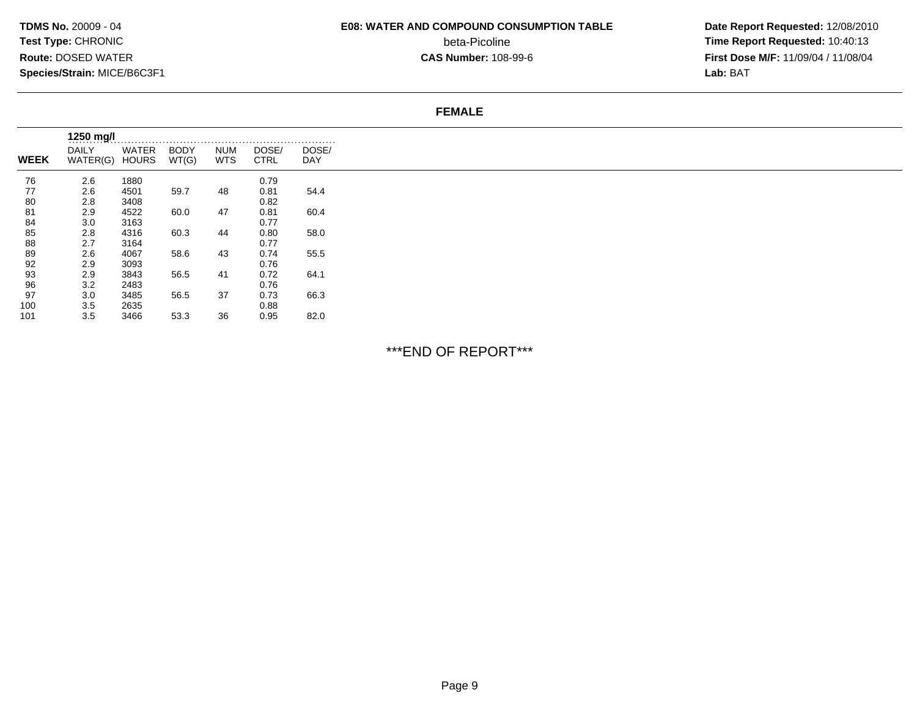**TDMS No.** 20009 - 04
**Test Type:** CHRONIC
**Route:** DOSED WATER
**Species/Strain:** MICE/B6C3F1

**E08: WATER AND COMPOUND CONSUMPTION TABLE**
beta-Picoline
**CAS Number:** 108-99-6

**Date Report Requested:** 12/08/2010
**Time Report Requested:** 10:40:13
**First Dose M/F:** 11/09/04 / 11/08/04
**Lab:** BAT

**FEMALE**

| | 1250 mg/l | | | | | |
|---|---|---|---|---|---|---|
| **WEEK** | DAILY WATER(G) | WATER HOURS | BODY WT(G) | NUM WTS | DOSE/ CTRL | DOSE/ DAY |
| 76 | 2.6 | 1880 | | | 0.79 | |
| 77 | 2.6 | 4501 | 59.7 | 48 | 0.81 | 54.4 |
| 80 | 2.8 | 3408 | | | 0.82 | |
| 81 | 2.9 | 4522 | 60.0 | 47 | 0.81 | 60.4 |
| 84 | 3.0 | 3163 | | | 0.77 | |
| 85 | 2.8 | 4316 | 60.3 | 44 | 0.80 | 58.0 |
| 88 | 2.7 | 3164 | | | 0.77 | |
| 89 | 2.6 | 4067 | 58.6 | 43 | 0.74 | 55.5 |
| 92 | 2.9 | 3093 | | | 0.76 | |
| 93 | 2.9 | 3843 | 56.5 | 41 | 0.72 | 64.1 |
| 96 | 3.2 | 2483 | | | 0.76 | |
| 97 | 3.0 | 3485 | 56.5 | 37 | 0.73 | 66.3 |
| 100 | 3.5 | 2635 | | | 0.88 | |
| 101 | 3.5 | 3466 | 53.3 | 36 | 0.95 | 82.0 |

***END OF REPORT***